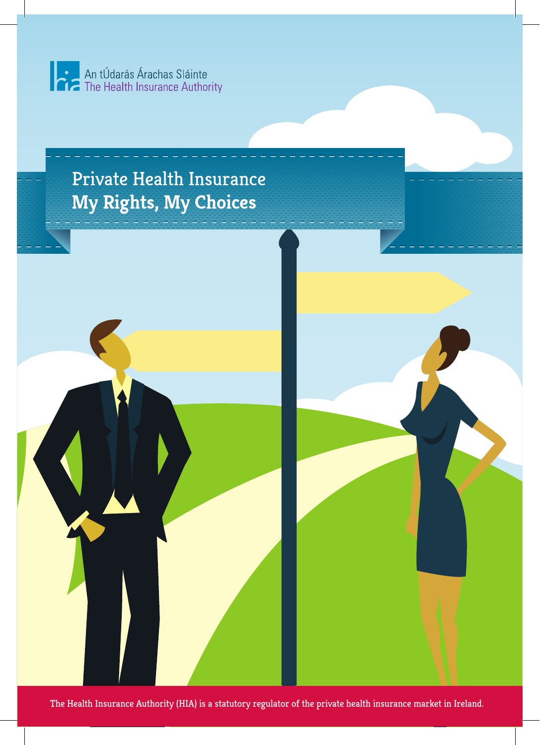An tÚdarás Árachas Sláinte
The Health Insurance Authority

# Private Health Insurance
# **My Rights, My Choices**

The Health Insurance Authority (HIA) is a statutory regulator of the private health insurance market in Ireland.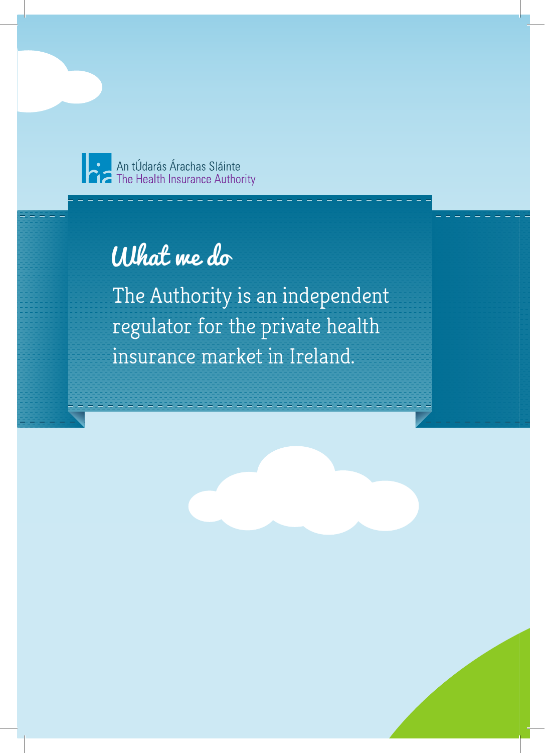An tÚdarás Árachas Sláinte
The Health Insurance Authority

# What we do

The Authority is an independent regulator for the private health insurance market in Ireland.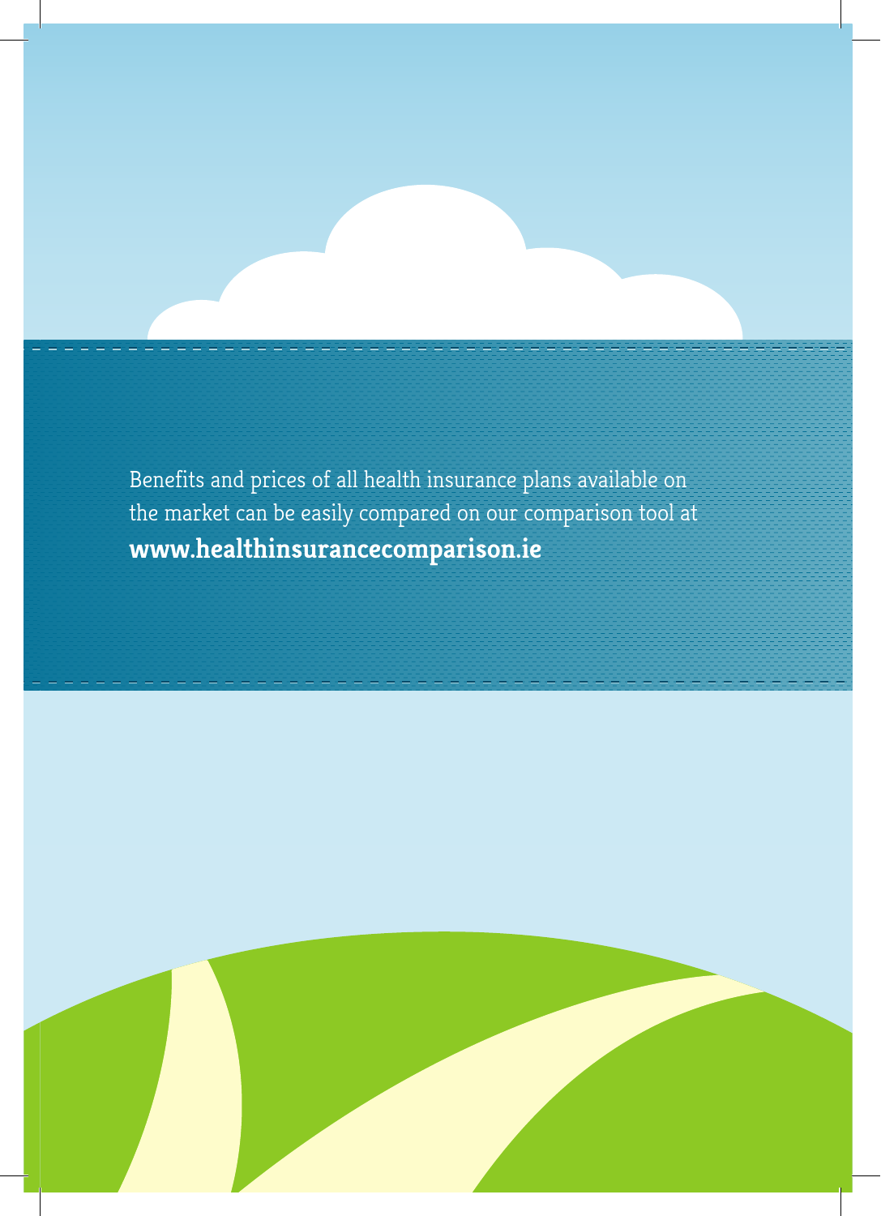Benefits and prices of all health insurance plans available on the market can be easily compared on our comparison tool at **www.healthinsurancecomparison.ie**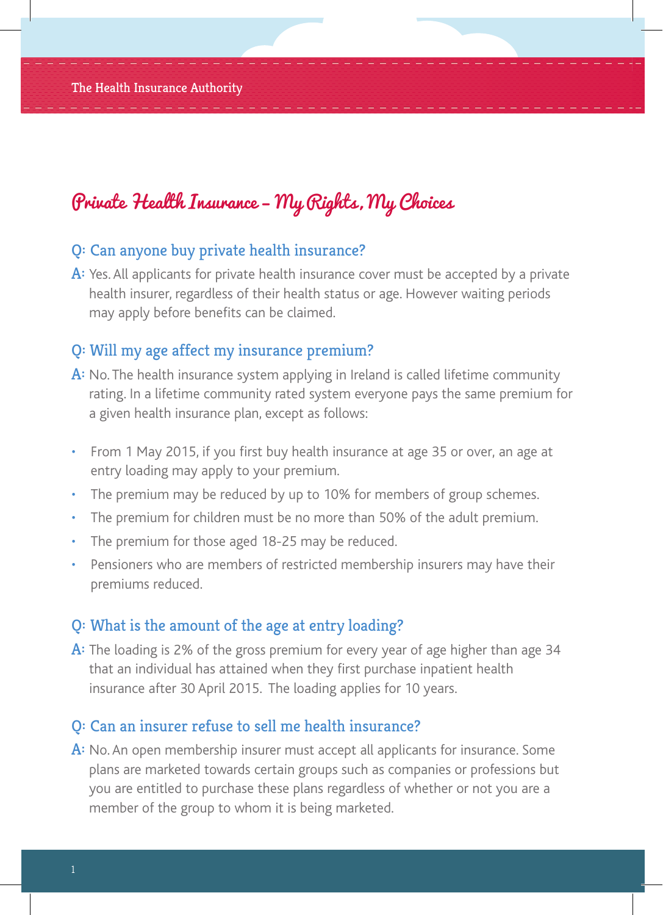## Private Health Insurance – My Rights, My Choices

### Q: Can anyone buy private health insurance?

**A:** Yes. All applicants for private health insurance cover must be accepted by a private health insurer, regardless of their health status or age. However waiting periods may apply before benefits can be claimed.

### Q: Will my age affect my insurance premium?

**A:** No. The health insurance system applying in Ireland is called lifetime community rating. In a lifetime community rated system everyone pays the same premium for a given health insurance plan, except as follows:

- From 1 May 2015, if you first buy health insurance at age 35 or over, an age at entry loading may apply to your premium.
- The premium may be reduced by up to 10% for members of group schemes.
- The premium for children must be no more than 50% of the adult premium.
- The premium for those aged 18-25 may be reduced.
- Pensioners who are members of restricted membership insurers may have their premiums reduced.

### Q: What is the amount of the age at entry loading?

**A:** The loading is 2% of the gross premium for every year of age higher than age 34 that an individual has attained when they first purchase inpatient health insurance after 30 April 2015. The loading applies for 10 years.

### Q: Can an insurer refuse to sell me health insurance?

**A:** No. An open membership insurer must accept all applicants for insurance. Some plans are marketed towards certain groups such as companies or professions but you are entitled to purchase these plans regardless of whether or not you are a member of the group to whom it is being marketed.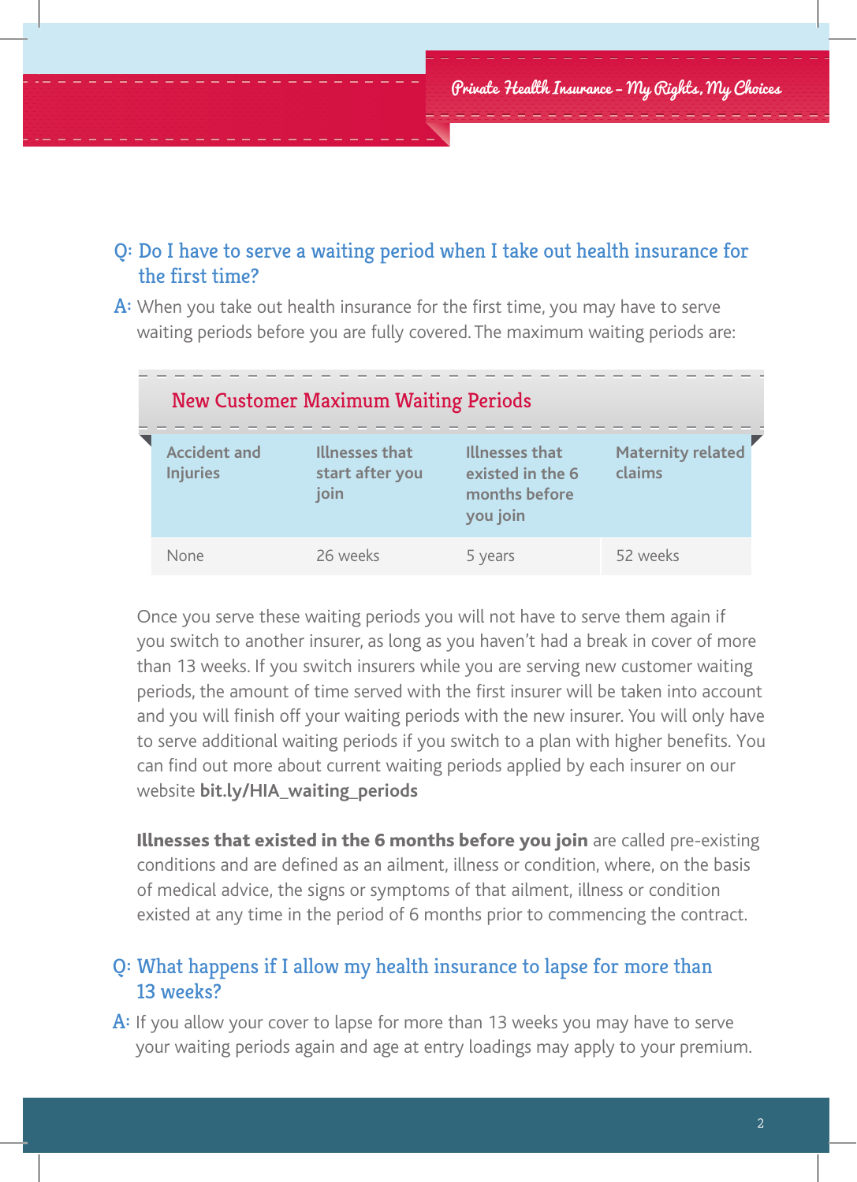**Q: Do I have to serve a waiting period when I take out health insurance for the first time?**

**A:** When you take out health insurance for the first time, you may have to serve waiting periods before you are fully covered. The maximum waiting periods are:

### New Customer Maximum Waiting Periods

| Accident and Injuries | Illnesses that start after you join | Illnesses that existed in the 6 months before you join | Maternity related claims |
|---|---|---|---|
| None | 26 weeks | 5 years | 52 weeks |

Once you serve these waiting periods you will not have to serve them again if you switch to another insurer, as long as you haven't had a break in cover of more than 13 weeks. If you switch insurers while you are serving new customer waiting periods, the amount of time served with the first insurer will be taken into account and you will finish off your waiting periods with the new insurer. You will only have to serve additional waiting periods if you switch to a plan with higher benefits. You can find out more about current waiting periods applied by each insurer on our website **bit.ly/HIA_waiting_periods**

**Illnesses that existed in the 6 months before you join** are called pre-existing conditions and are defined as an ailment, illness or condition, where, on the basis of medical advice, the signs or symptoms of that ailment, illness or condition existed at any time in the period of 6 months prior to commencing the contract.

**Q: What happens if I allow my health insurance to lapse for more than 13 weeks?**

**A:** If you allow your cover to lapse for more than 13 weeks you may have to serve your waiting periods again and age at entry loadings may apply to your premium.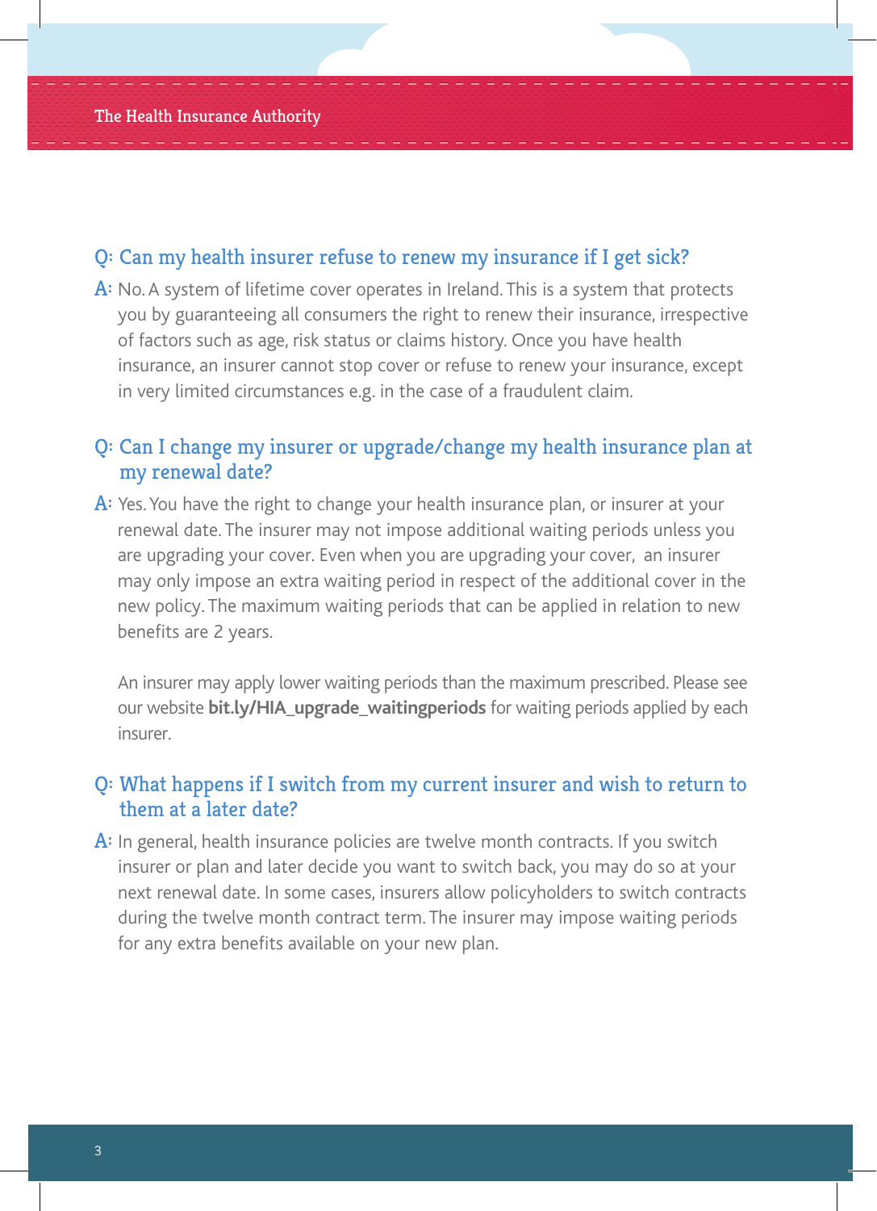**Q: Can my health insurer refuse to renew my insurance if I get sick?**

**A:** No. A system of lifetime cover operates in Ireland. This is a system that protects you by guaranteeing all consumers the right to renew their insurance, irrespective of factors such as age, risk status or claims history. Once you have health insurance, an insurer cannot stop cover or refuse to renew your insurance, except in very limited circumstances e.g. in the case of a fraudulent claim.

**Q: Can I change my insurer or upgrade/change my health insurance plan at my renewal date?**

**A:** Yes. You have the right to change your health insurance plan, or insurer at your renewal date. The insurer may not impose additional waiting periods unless you are upgrading your cover. Even when you are upgrading your cover, an insurer may only impose an extra waiting period in respect of the additional cover in the new policy. The maximum waiting periods that can be applied in relation to new benefits are 2 years.

An insurer may apply lower waiting periods than the maximum prescribed. Please see our website **bit.ly/HIA_upgrade_waitingperiods** for waiting periods applied by each insurer.

**Q: What happens if I switch from my current insurer and wish to return to them at a later date?**

**A:** In general, health insurance policies are twelve month contracts. If you switch insurer or plan and later decide you want to switch back, you may do so at your next renewal date. In some cases, insurers allow policyholders to switch contracts during the twelve month contract term. The insurer may impose waiting periods for any extra benefits available on your new plan.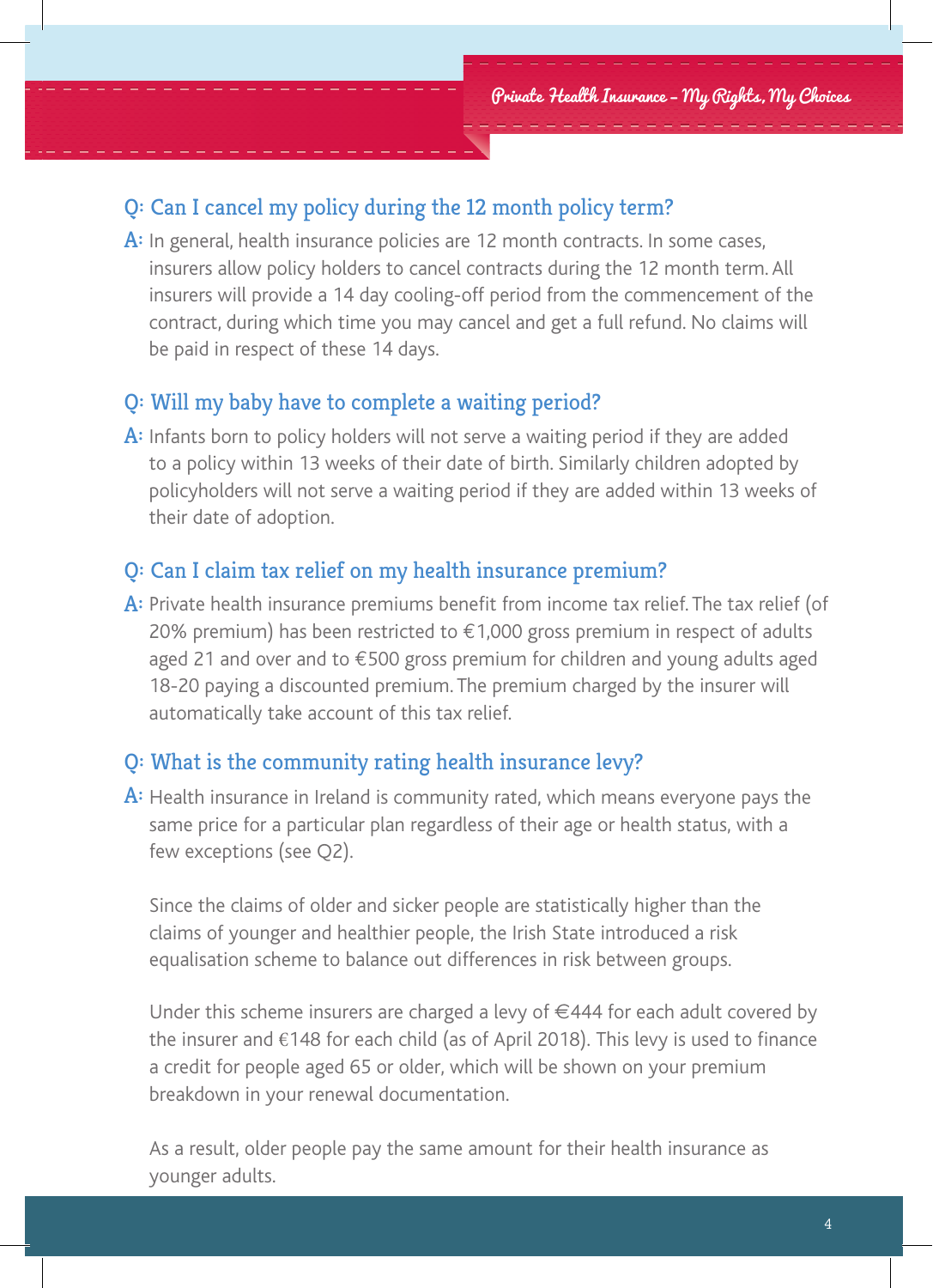### Q: Can I cancel my policy during the 12 month policy term?

**A:** In general, health insurance policies are 12 month contracts. In some cases, insurers allow policy holders to cancel contracts during the 12 month term. All insurers will provide a 14 day cooling-off period from the commencement of the contract, during which time you may cancel and get a full refund. No claims will be paid in respect of these 14 days.

### Q: Will my baby have to complete a waiting period?

**A:** Infants born to policy holders will not serve a waiting period if they are added to a policy within 13 weeks of their date of birth. Similarly children adopted by policyholders will not serve a waiting period if they are added within 13 weeks of their date of adoption.

### Q: Can I claim tax relief on my health insurance premium?

**A:** Private health insurance premiums benefit from income tax relief. The tax relief (of 20% premium) has been restricted to €1,000 gross premium in respect of adults aged 21 and over and to €500 gross premium for children and young adults aged 18-20 paying a discounted premium. The premium charged by the insurer will automatically take account of this tax relief.

### Q: What is the community rating health insurance levy?

**A:** Health insurance in Ireland is community rated, which means everyone pays the same price for a particular plan regardless of their age or health status, with a few exceptions (see Q2).

Since the claims of older and sicker people are statistically higher than the claims of younger and healthier people, the Irish State introduced a risk equalisation scheme to balance out differences in risk between groups.

Under this scheme insurers are charged a levy of €444 for each adult covered by the insurer and €148 for each child (as of April 2018). This levy is used to finance a credit for people aged 65 or older, which will be shown on your premium breakdown in your renewal documentation.

As a result, older people pay the same amount for their health insurance as younger adults.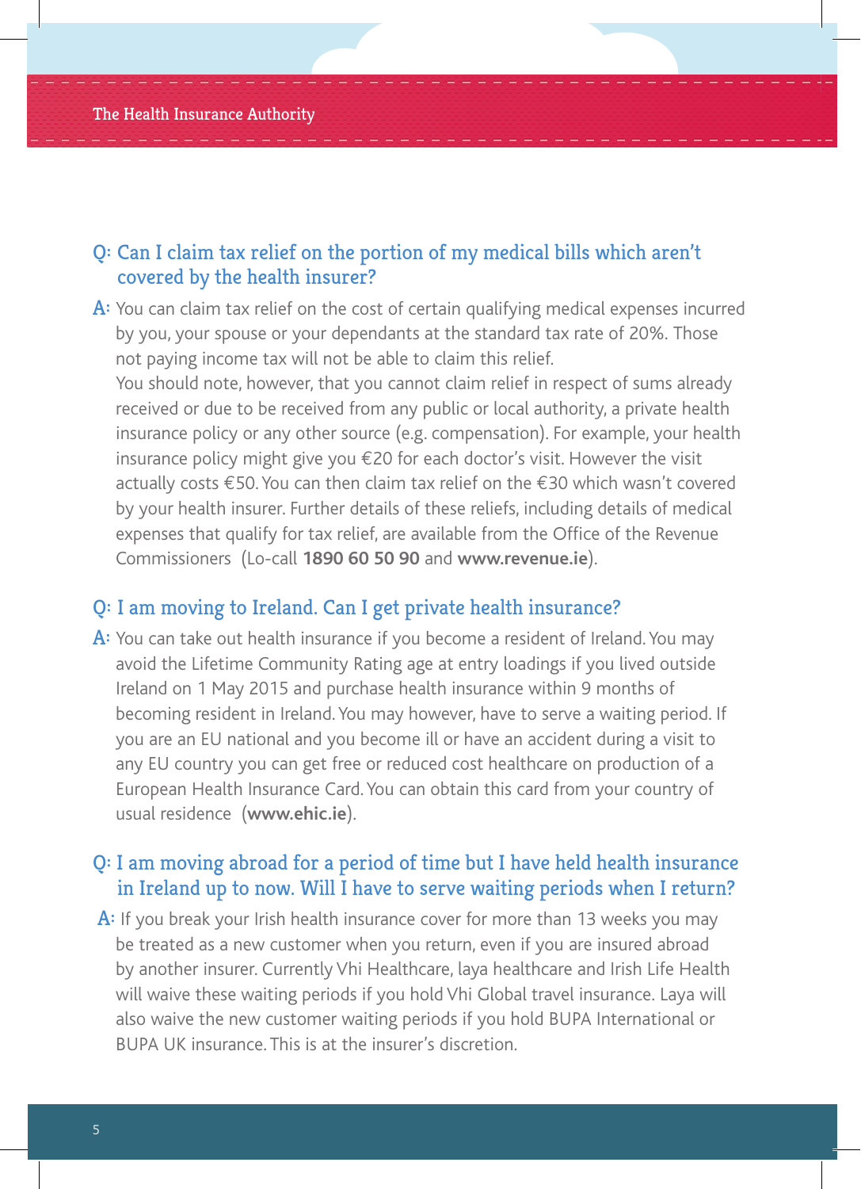**Q: Can I claim tax relief on the portion of my medical bills which aren't covered by the health insurer?**

**A:** You can claim tax relief on the cost of certain qualifying medical expenses incurred by you, your spouse or your dependants at the standard tax rate of 20%. Those not paying income tax will not be able to claim this relief.

You should note, however, that you cannot claim relief in respect of sums already received or due to be received from any public or local authority, a private health insurance policy or any other source (e.g. compensation). For example, your health insurance policy might give you €20 for each doctor's visit. However the visit actually costs €50. You can then claim tax relief on the €30 which wasn't covered by your health insurer. Further details of these reliefs, including details of medical expenses that qualify for tax relief, are available from the Office of the Revenue Commissioners (Lo-call **1890 60 50 90** and **www.revenue.ie**).

**Q: I am moving to Ireland. Can I get private health insurance?**

**A:** You can take out health insurance if you become a resident of Ireland. You may avoid the Lifetime Community Rating age at entry loadings if you lived outside Ireland on 1 May 2015 and purchase health insurance within 9 months of becoming resident in Ireland. You may however, have to serve a waiting period. If you are an EU national and you become ill or have an accident during a visit to any EU country you can get free or reduced cost healthcare on production of a European Health Insurance Card. You can obtain this card from your country of usual residence (**www.ehic.ie**).

**Q: I am moving abroad for a period of time but I have held health insurance in Ireland up to now. Will I have to serve waiting periods when I return?**

**A:** If you break your Irish health insurance cover for more than 13 weeks you may be treated as a new customer when you return, even if you are insured abroad by another insurer. Currently Vhi Healthcare, laya healthcare and Irish Life Health will waive these waiting periods if you hold Vhi Global travel insurance. Laya will also waive the new customer waiting periods if you hold BUPA International or BUPA UK insurance. This is at the insurer's discretion.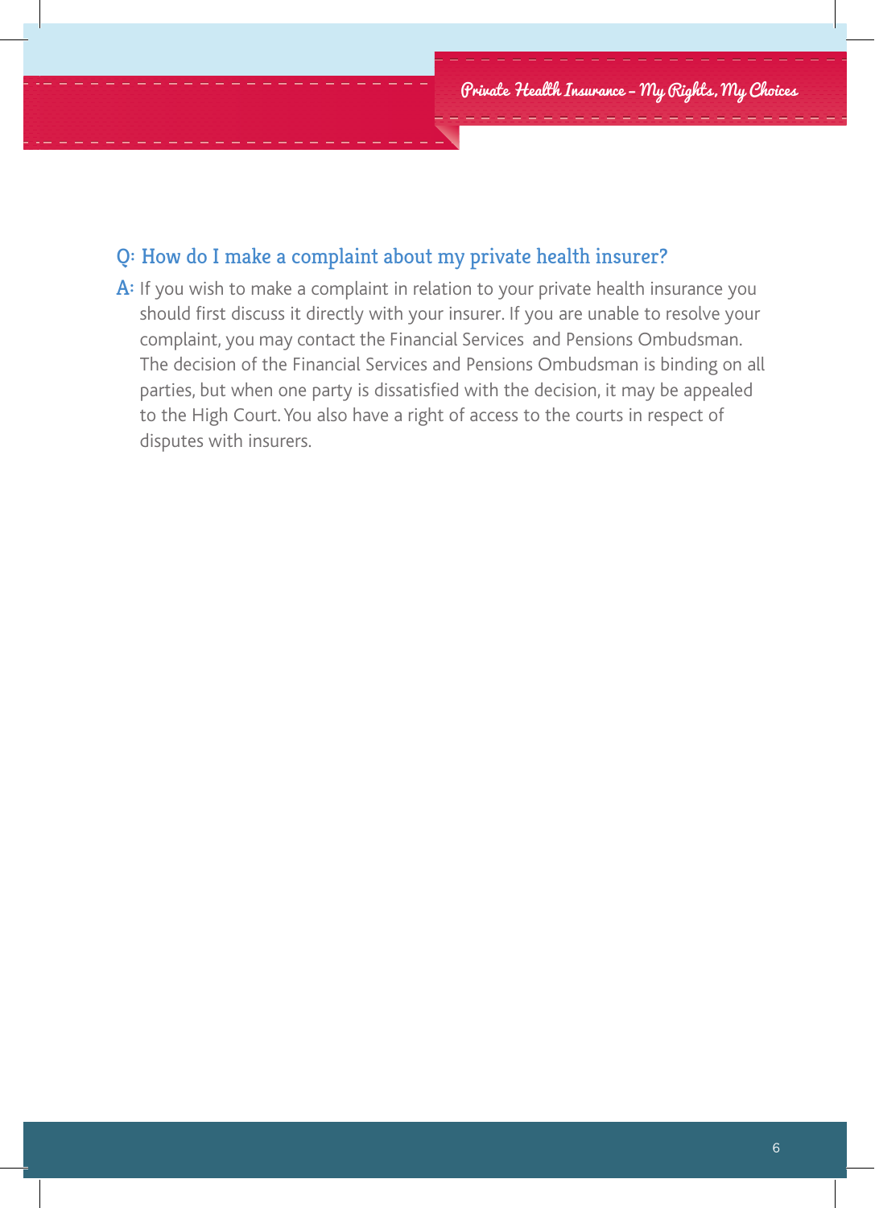**Q: How do I make a complaint about my private health insurer?**

**A:** If you wish to make a complaint in relation to your private health insurance you should first discuss it directly with your insurer. If you are unable to resolve your complaint, you may contact the Financial Services and Pensions Ombudsman. The decision of the Financial Services and Pensions Ombudsman is binding on all parties, but when one party is dissatisfied with the decision, it may be appealed to the High Court. You also have a right of access to the courts in respect of disputes with insurers.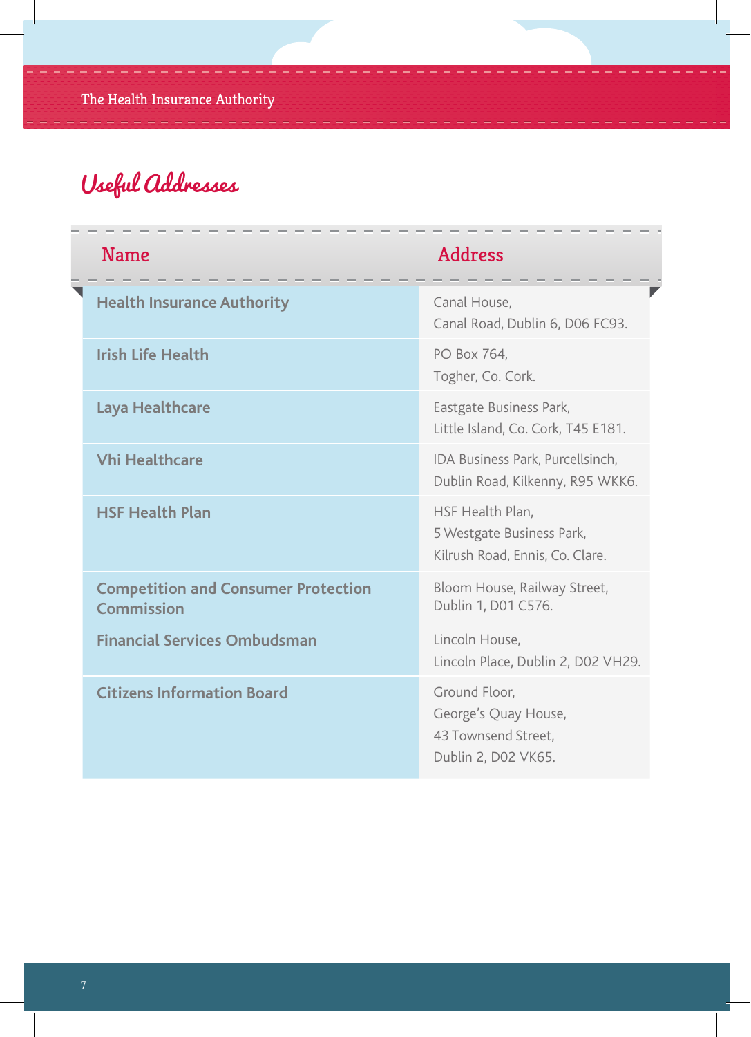# Useful Addresses

| Name | Address |
|---|---|
| **Health Insurance Authority** | Canal House, Canal Road, Dublin 6, D06 FC93. |
| **Irish Life Health** | PO Box 764, Togher, Co. Cork. |
| **Laya Healthcare** | Eastgate Business Park, Little Island, Co. Cork, T45 E181. |
| **Vhi Healthcare** | IDA Business Park, Purcellsinch, Dublin Road, Kilkenny, R95 WKK6. |
| **HSF Health Plan** | HSF Health Plan, 5 Westgate Business Park, Kilrush Road, Ennis, Co. Clare. |
| **Competition and Consumer Protection Commission** | Bloom House, Railway Street, Dublin 1, D01 C576. |
| **Financial Services Ombudsman** | Lincoln House, Lincoln Place, Dublin 2, D02 VH29. |
| **Citizens Information Board** | Ground Floor, George's Quay House, 43 Townsend Street, Dublin 2, D02 VK65. |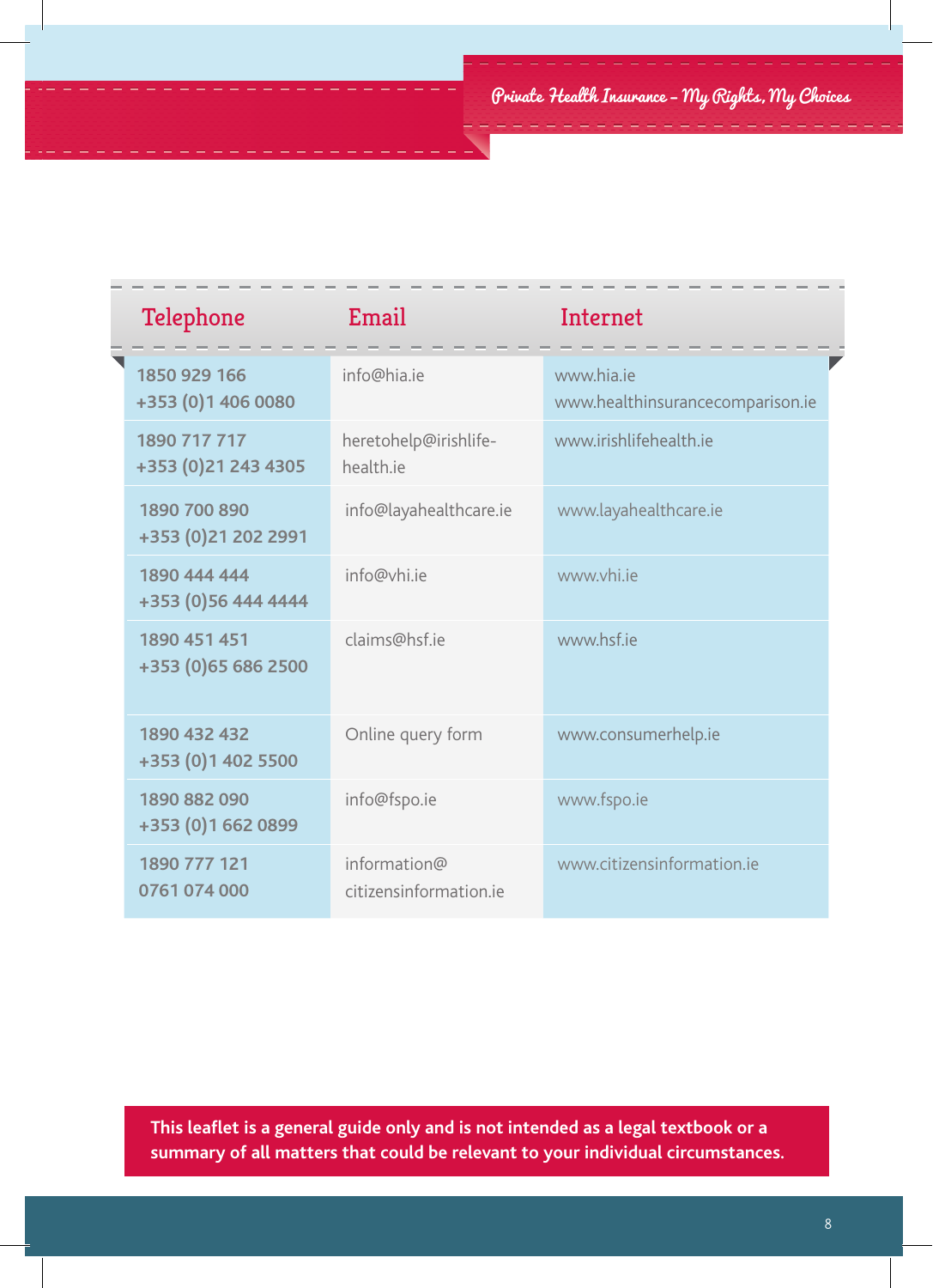| Telephone | Email | Internet |
|---|---|---|
| 1850 929 166<br>+353 (0)1 406 0080 | info@hia.ie | www.hia.ie<br>www.healthinsurancecomparison.ie |
| 1890 717 717<br>+353 (0)21 243 4305 | heretohelp@irishlife-health.ie | www.irishlifehealth.ie |
| 1890 700 890<br>+353 (0)21 202 2991 | info@layahealthcare.ie | www.layahealthcare.ie |
| 1890 444 444<br>+353 (0)56 444 4444 | info@vhi.ie | www.vhi.ie |
| 1890 451 451<br>+353 (0)65 686 2500 | claims@hsf.ie | www.hsf.ie |
| 1890 432 432<br>+353 (0)1 402 5500 | Online query form | www.consumerhelp.ie |
| 1890 882 090<br>+353 (0)1 662 0899 | info@fspo.ie | www.fspo.ie |
| 1890 777 121<br>0761 074 000 | information@citizensinformation.ie | www.citizensinformation.ie |

**This leaflet is a general guide only and is not intended as a legal textbook or a summary of all matters that could be relevant to your individual circumstances.**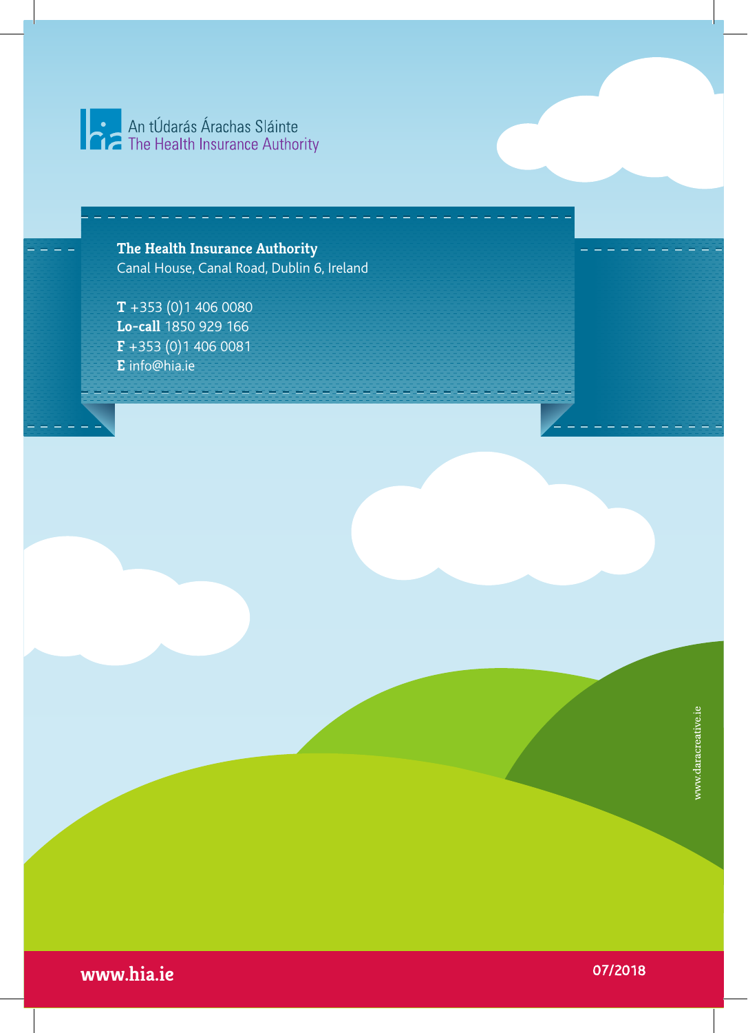An tÚdarás Árachas Sláinte
The Health Insurance Authority

**The Health Insurance Authority**
Canal House, Canal Road, Dublin 6, Ireland

**T** +353 (0)1 406 0080
**Lo-call** 1850 929 166
**F** +353 (0)1 406 0081
**E** info@hia.ie

www.daracreative.ie

**www.hia.ie**

07/2018